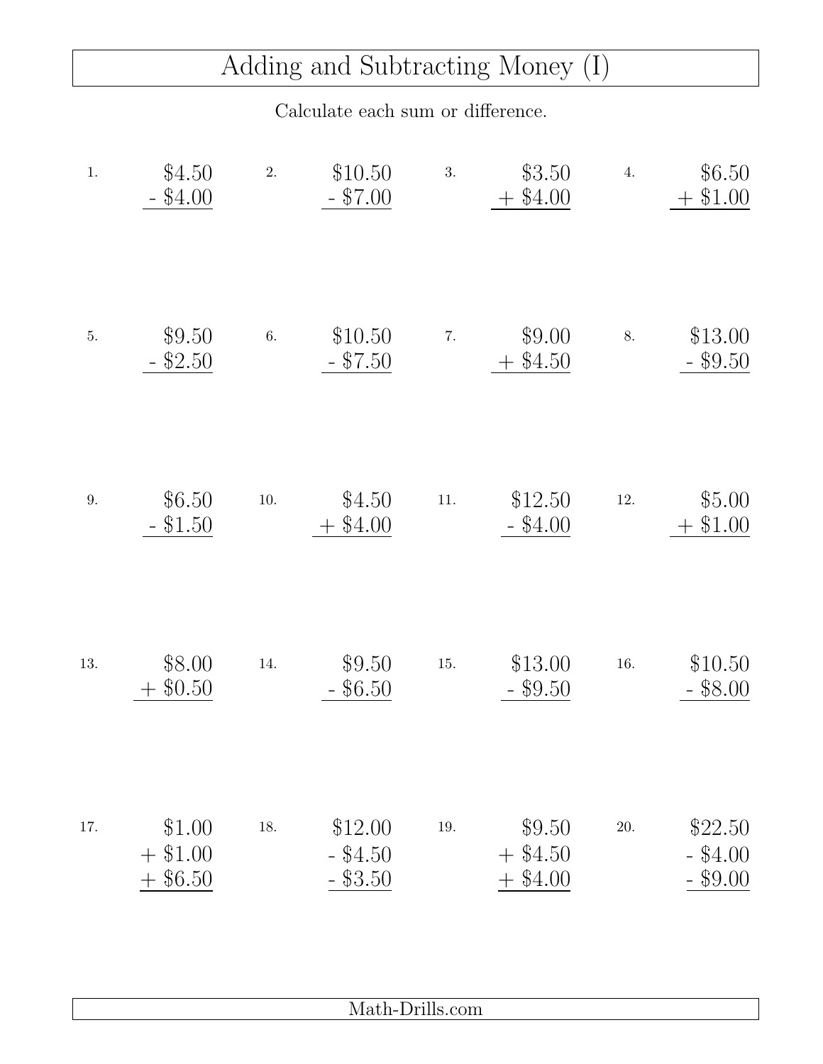# Adding and Subtracting Money (I)

Calculate each sum or difference.

1.
```
  $4.50
- $4.00
```

2.
```
  $10.50
-  $7.00
```

3.
```
  $3.50
+ $4.00
```

4.
```
  $6.50
+ $1.00
```

5.
```
  $9.50
- $2.50
```

6.
```
  $10.50
-  $7.50
```

7.
```
  $9.00
+ $4.50
```

8.
```
  $13.00
-  $9.50
```

9.
```
  $6.50
- $1.50
```

10.
```
  $4.50
+ $4.00
```

11.
```
  $12.50
-  $4.00
```

12.
```
  $5.00
+ $1.00
```

13.
```
  $8.00
+ $0.50
```

14.
```
  $9.50
- $6.50
```

15.
```
  $13.00
-  $9.50
```

16.
```
  $10.50
-  $8.00
```

17.
```
  $1.00
+ $1.00
+ $6.50
```

18.
```
  $12.00
-  $4.50
-  $3.50
```

19.
```
  $9.50
+ $4.50
+ $4.00
```

20.
```
  $22.50
-  $4.00
-  $9.00
```

Math-Drills.com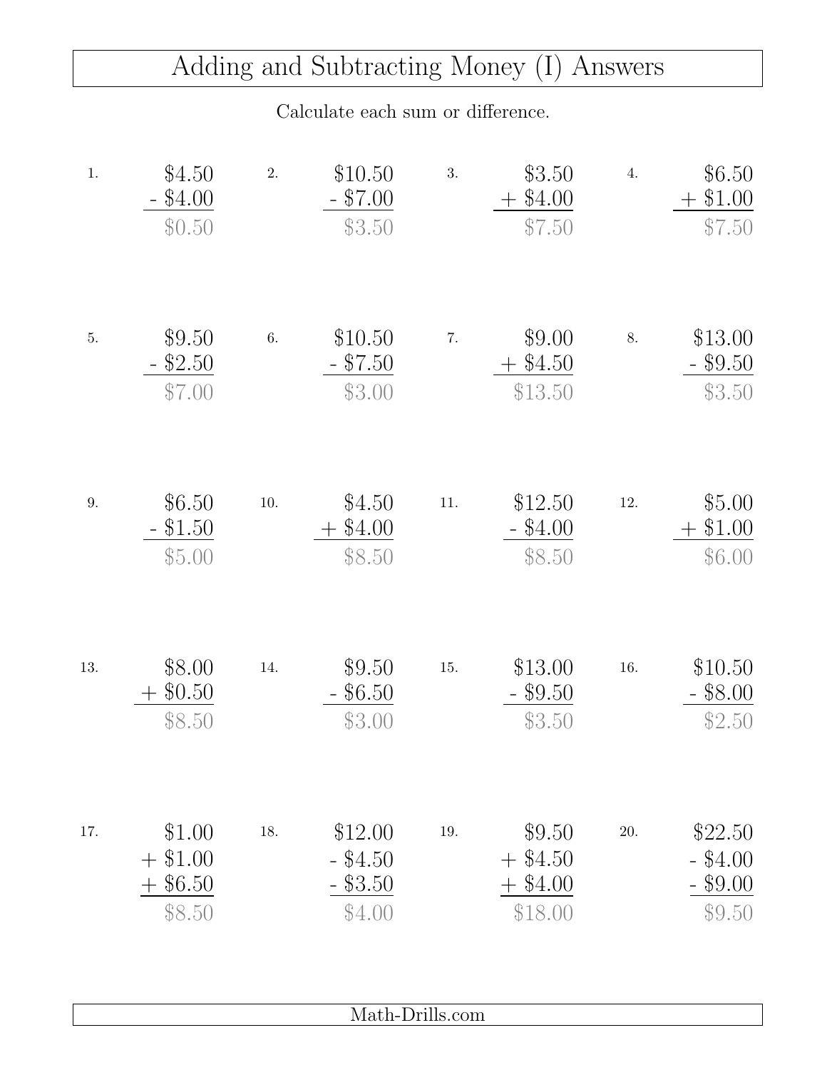# Adding and Subtracting Money (I) Answers

Calculate each sum or difference.

1.
$$\begin{array}{r} \$4.50 \\ -\ \$4.00 \\ \hline \$0.50 \end{array}$$

2.
$$\begin{array}{r} \$10.50 \\ -\ \$7.00 \\ \hline \$3.50 \end{array}$$

3.
$$\begin{array}{r} \$3.50 \\ +\ \$4.00 \\ \hline \$7.50 \end{array}$$

4.
$$\begin{array}{r} \$6.50 \\ +\ \$1.00 \\ \hline \$7.50 \end{array}$$

5.
$$\begin{array}{r} \$9.50 \\ -\ \$2.50 \\ \hline \$7.00 \end{array}$$

6.
$$\begin{array}{r} \$10.50 \\ -\ \$7.50 \\ \hline \$3.00 \end{array}$$

7.
$$\begin{array}{r} \$9.00 \\ +\ \$4.50 \\ \hline \$13.50 \end{array}$$

8.
$$\begin{array}{r} \$13.00 \\ -\ \$9.50 \\ \hline \$3.50 \end{array}$$

9.
$$\begin{array}{r} \$6.50 \\ -\ \$1.50 \\ \hline \$5.00 \end{array}$$

10.
$$\begin{array}{r} \$4.50 \\ +\ \$4.00 \\ \hline \$8.50 \end{array}$$

11.
$$\begin{array}{r} \$12.50 \\ -\ \$4.00 \\ \hline \$8.50 \end{array}$$

12.
$$\begin{array}{r} \$5.00 \\ +\ \$1.00 \\ \hline \$6.00 \end{array}$$

13.
$$\begin{array}{r} \$8.00 \\ +\ \$0.50 \\ \hline \$8.50 \end{array}$$

14.
$$\begin{array}{r} \$9.50 \\ -\ \$6.50 \\ \hline \$3.00 \end{array}$$

15.
$$\begin{array}{r} \$13.00 \\ -\ \$9.50 \\ \hline \$3.50 \end{array}$$

16.
$$\begin{array}{r} \$10.50 \\ -\ \$8.00 \\ \hline \$2.50 \end{array}$$

17.
$$\begin{array}{r} \$1.00 \\ +\ \$1.00 \\ +\ \$6.50 \\ \hline \$8.50 \end{array}$$

18.
$$\begin{array}{r} \$12.00 \\ -\ \$4.50 \\ -\ \$3.50 \\ \hline \$4.00 \end{array}$$

19.
$$\begin{array}{r} \$9.50 \\ +\ \$4.50 \\ +\ \$4.00 \\ \hline \$18.00 \end{array}$$

20.
$$\begin{array}{r} \$22.50 \\ -\ \$4.00 \\ -\ \$9.00 \\ \hline \$9.50 \end{array}$$

Math-Drills.com